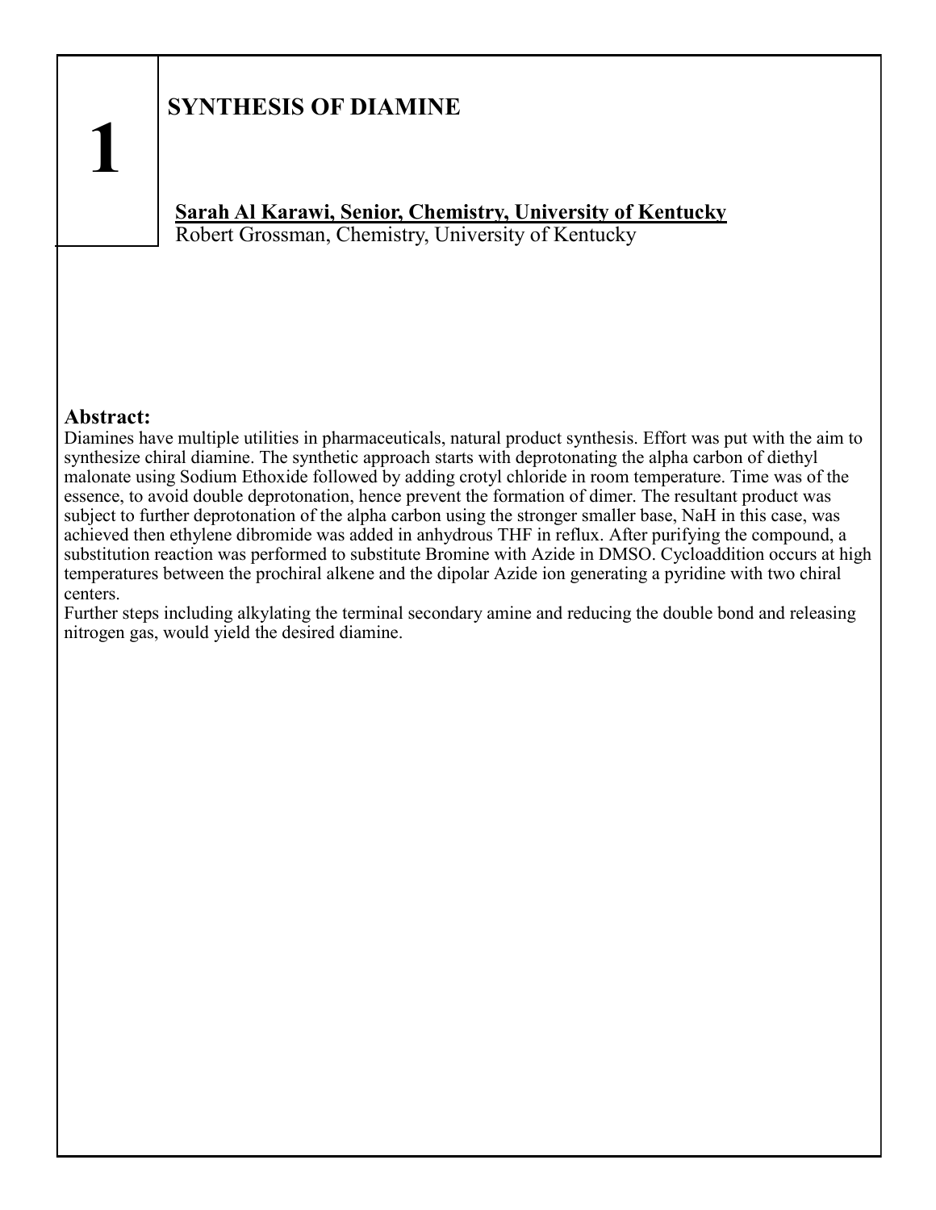# 1

## SYNTHESIS OF DIAMINE

**Sarah Al Karawi, Senior, Chemistry, University of Kentucky**
Robert Grossman, Chemistry, University of Kentucky

**Abstract:**
Diamines have multiple utilities in pharmaceuticals, natural product synthesis. Effort was put with the aim to synthesize chiral diamine. The synthetic approach starts with deprotonating the alpha carbon of diethyl malonate using Sodium Ethoxide followed by adding crotyl chloride in room temperature. Time was of the essence, to avoid double deprotonation, hence prevent the formation of dimer. The resultant product was subject to further deprotonation of the alpha carbon using the stronger smaller base, NaH in this case, was achieved then ethylene dibromide was added in anhydrous THF in reflux. After purifying the compound, a substitution reaction was performed to substitute Bromine with Azide in DMSO. Cycloaddition occurs at high temperatures between the prochiral alkene and the dipolar Azide ion generating a pyridine with two chiral centers.
Further steps including alkylating the terminal secondary amine and reducing the double bond and releasing nitrogen gas, would yield the desired diamine.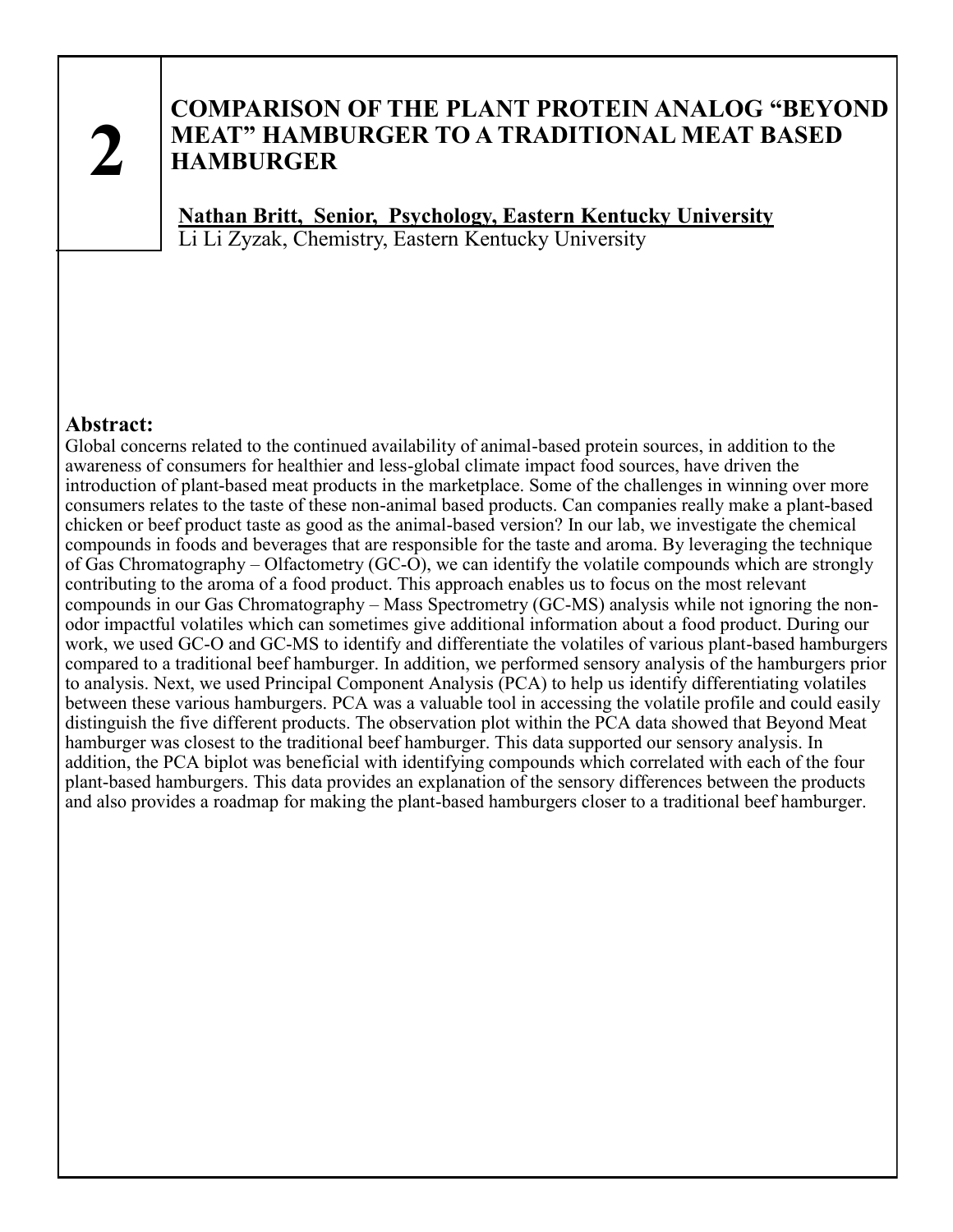**2**

# COMPARISON OF THE PLANT PROTEIN ANALOG "BEYOND MEAT" HAMBURGER TO A TRADITIONAL MEAT BASED HAMBURGER

**Nathan Britt, Senior, Psychology, Eastern Kentucky University**
Li Li Zyzak, Chemistry, Eastern Kentucky University

## Abstract:

Global concerns related to the continued availability of animal-based protein sources, in addition to the awareness of consumers for healthier and less-global climate impact food sources, have driven the introduction of plant-based meat products in the marketplace. Some of the challenges in winning over more consumers relates to the taste of these non-animal based products. Can companies really make a plant-based chicken or beef product taste as good as the animal-based version? In our lab, we investigate the chemical compounds in foods and beverages that are responsible for the taste and aroma. By leveraging the technique of Gas Chromatography – Olfactometry (GC-O), we can identify the volatile compounds which are strongly contributing to the aroma of a food product. This approach enables us to focus on the most relevant compounds in our Gas Chromatography – Mass Spectrometry (GC-MS) analysis while not ignoring the non-odor impactful volatiles which can sometimes give additional information about a food product. During our work, we used GC-O and GC-MS to identify and differentiate the volatiles of various plant-based hamburgers compared to a traditional beef hamburger. In addition, we performed sensory analysis of the hamburgers prior to analysis. Next, we used Principal Component Analysis (PCA) to help us identify differentiating volatiles between these various hamburgers. PCA was a valuable tool in accessing the volatile profile and could easily distinguish the five different products. The observation plot within the PCA data showed that Beyond Meat hamburger was closest to the traditional beef hamburger. This data supported our sensory analysis. In addition, the PCA biplot was beneficial with identifying compounds which correlated with each of the four plant-based hamburgers. This data provides an explanation of the sensory differences between the products and also provides a roadmap for making the plant-based hamburgers closer to a traditional beef hamburger.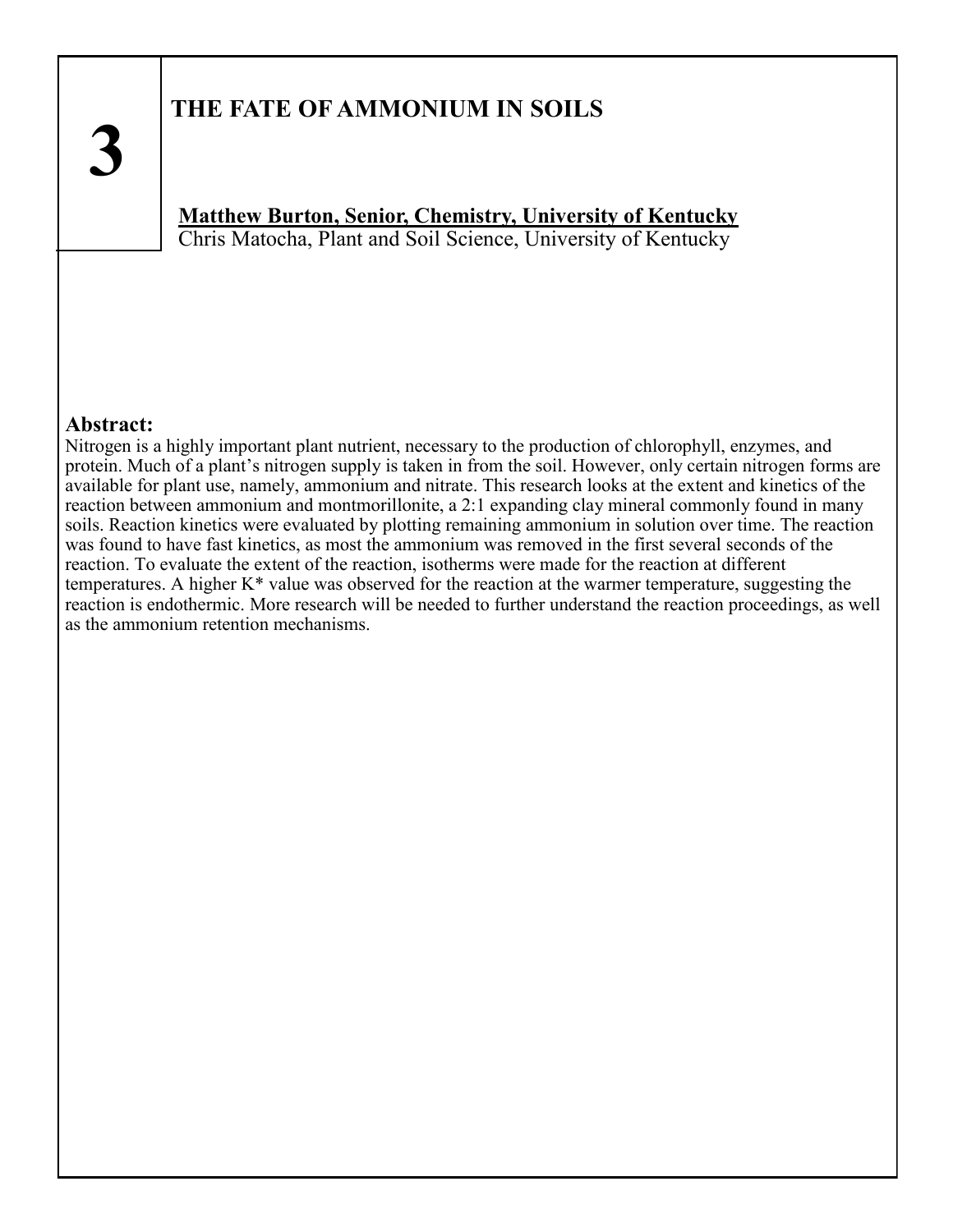**3**

# THE FATE OF AMMONIUM IN SOILS

**<u>Matthew Burton, Senior, Chemistry, University of Kentucky</u>**
Chris Matocha, Plant and Soil Science, University of Kentucky

**Abstract:**
Nitrogen is a highly important plant nutrient, necessary to the production of chlorophyll, enzymes, and protein. Much of a plant's nitrogen supply is taken in from the soil. However, only certain nitrogen forms are available for plant use, namely, ammonium and nitrate. This research looks at the extent and kinetics of the reaction between ammonium and montmorillonite, a 2:1 expanding clay mineral commonly found in many soils. Reaction kinetics were evaluated by plotting remaining ammonium in solution over time. The reaction was found to have fast kinetics, as most the ammonium was removed in the first several seconds of the reaction. To evaluate the extent of the reaction, isotherms were made for the reaction at different temperatures. A higher K* value was observed for the reaction at the warmer temperature, suggesting the reaction is endothermic. More research will be needed to further understand the reaction proceedings, as well as the ammonium retention mechanisms.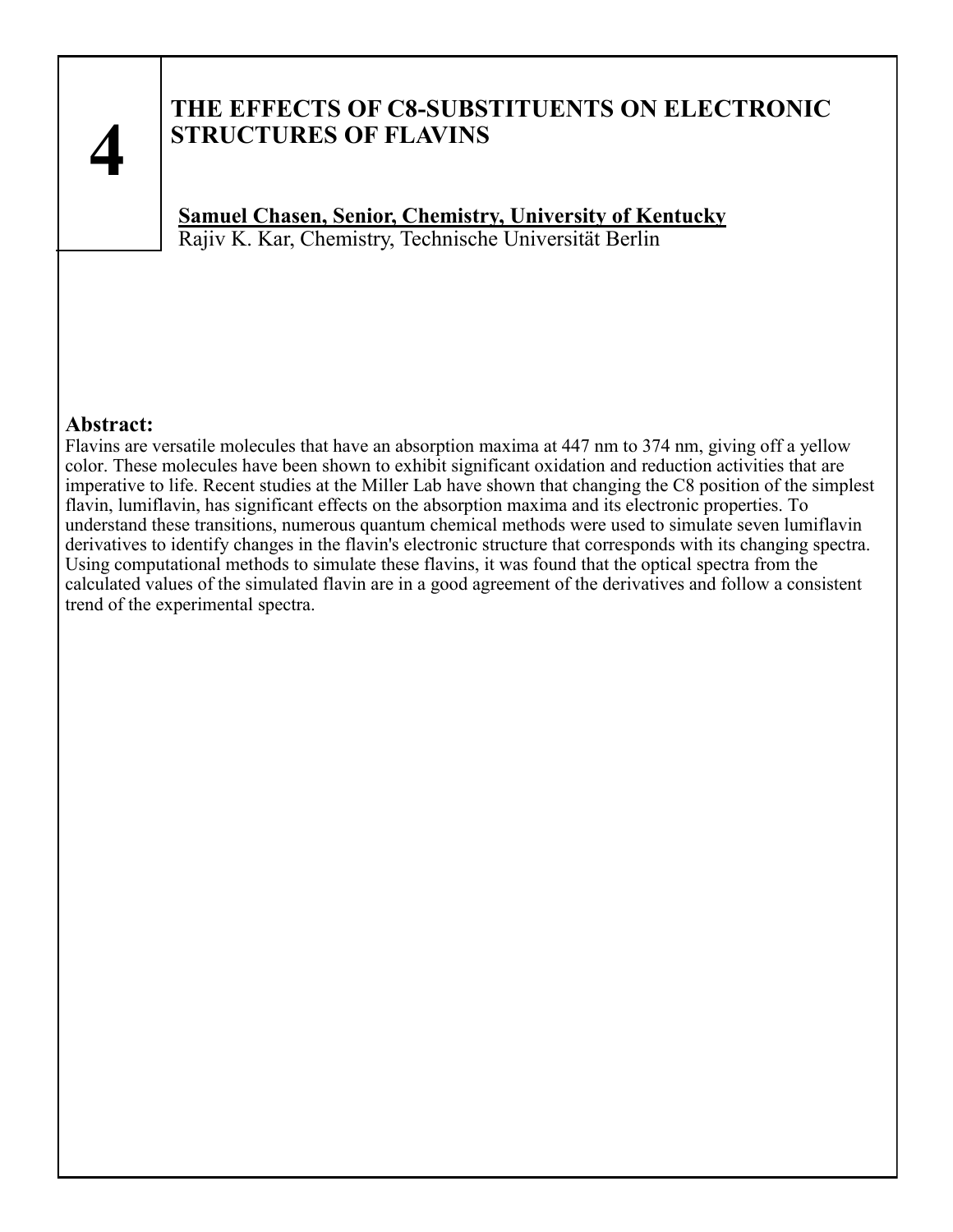# 4

## THE EFFECTS OF C8-SUBSTITUENTS ON ELECTRONIC STRUCTURES OF FLAVINS

**Samuel Chasen, Senior, Chemistry, University of Kentucky**
Rajiv K. Kar, Chemistry, Technische Universität Berlin

### Abstract:

Flavins are versatile molecules that have an absorption maxima at 447 nm to 374 nm, giving off a yellow color. These molecules have been shown to exhibit significant oxidation and reduction activities that are imperative to life. Recent studies at the Miller Lab have shown that changing the C8 position of the simplest flavin, lumiflavin, has significant effects on the absorption maxima and its electronic properties. To understand these transitions, numerous quantum chemical methods were used to simulate seven lumiflavin derivatives to identify changes in the flavin's electronic structure that corresponds with its changing spectra. Using computational methods to simulate these flavins, it was found that the optical spectra from the calculated values of the simulated flavin are in a good agreement of the derivatives and follow a consistent trend of the experimental spectra.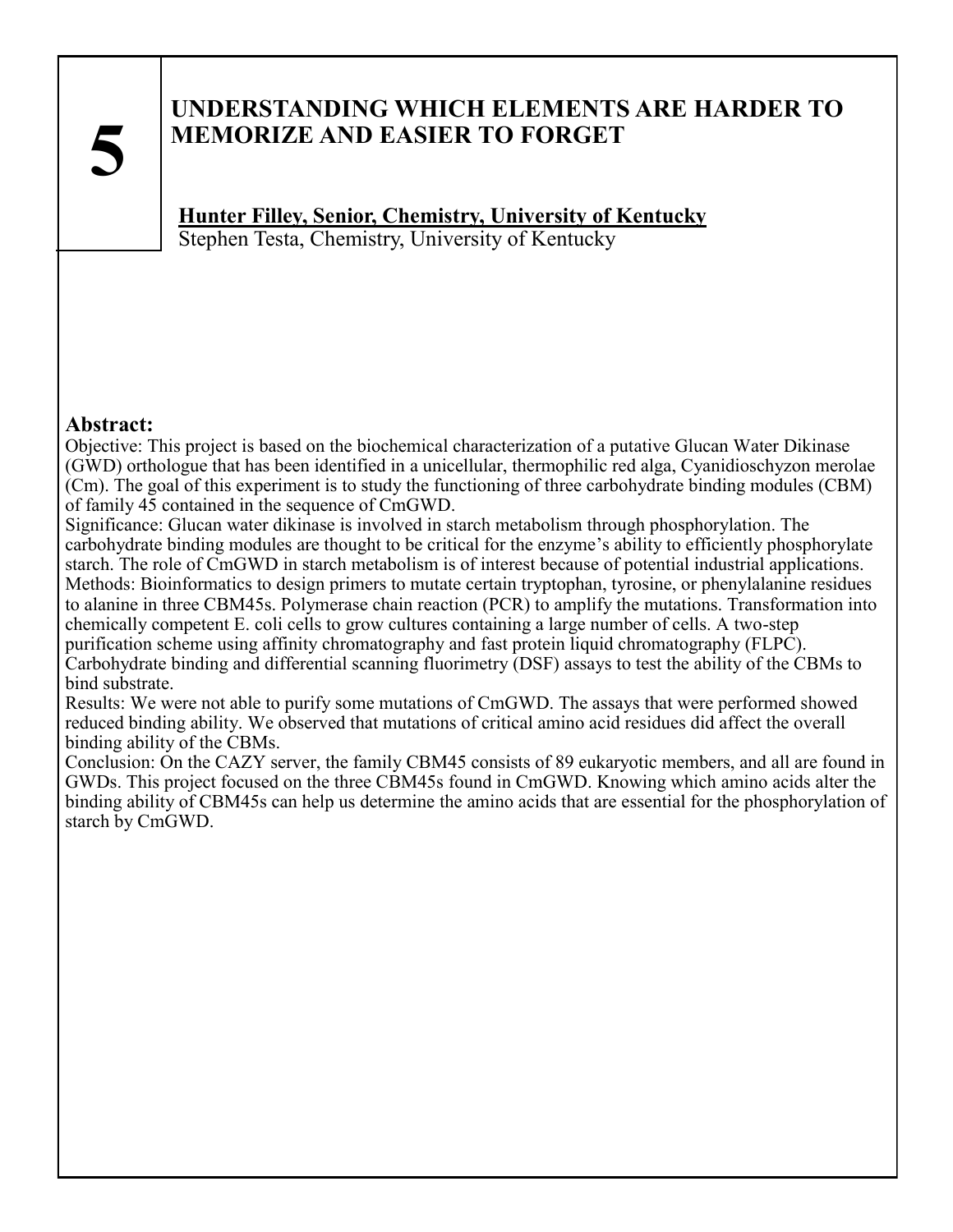# 5

## UNDERSTANDING WHICH ELEMENTS ARE HARDER TO MEMORIZE AND EASIER TO FORGET

**Hunter Filley, Senior, Chemistry, University of Kentucky**
Stephen Testa, Chemistry, University of Kentucky

### Abstract:

Objective: This project is based on the biochemical characterization of a putative Glucan Water Dikinase (GWD) orthologue that has been identified in a unicellular, thermophilic red alga, Cyanidioschyzon merolae (Cm). The goal of this experiment is to study the functioning of three carbohydrate binding modules (CBM) of family 45 contained in the sequence of CmGWD.

Significance: Glucan water dikinase is involved in starch metabolism through phosphorylation. The carbohydrate binding modules are thought to be critical for the enzyme's ability to efficiently phosphorylate starch. The role of CmGWD in starch metabolism is of interest because of potential industrial applications.

Methods: Bioinformatics to design primers to mutate certain tryptophan, tyrosine, or phenylalanine residues to alanine in three CBM45s. Polymerase chain reaction (PCR) to amplify the mutations. Transformation into chemically competent E. coli cells to grow cultures containing a large number of cells. A two-step purification scheme using affinity chromatography and fast protein liquid chromatography (FLPC). Carbohydrate binding and differential scanning fluorimetry (DSF) assays to test the ability of the CBMs to bind substrate.

Results: We were not able to purify some mutations of CmGWD. The assays that were performed showed reduced binding ability. We observed that mutations of critical amino acid residues did affect the overall binding ability of the CBMs.

Conclusion: On the CAZY server, the family CBM45 consists of 89 eukaryotic members, and all are found in GWDs. This project focused on the three CBM45s found in CmGWD. Knowing which amino acids alter the binding ability of CBM45s can help us determine the amino acids that are essential for the phosphorylation of starch by CmGWD.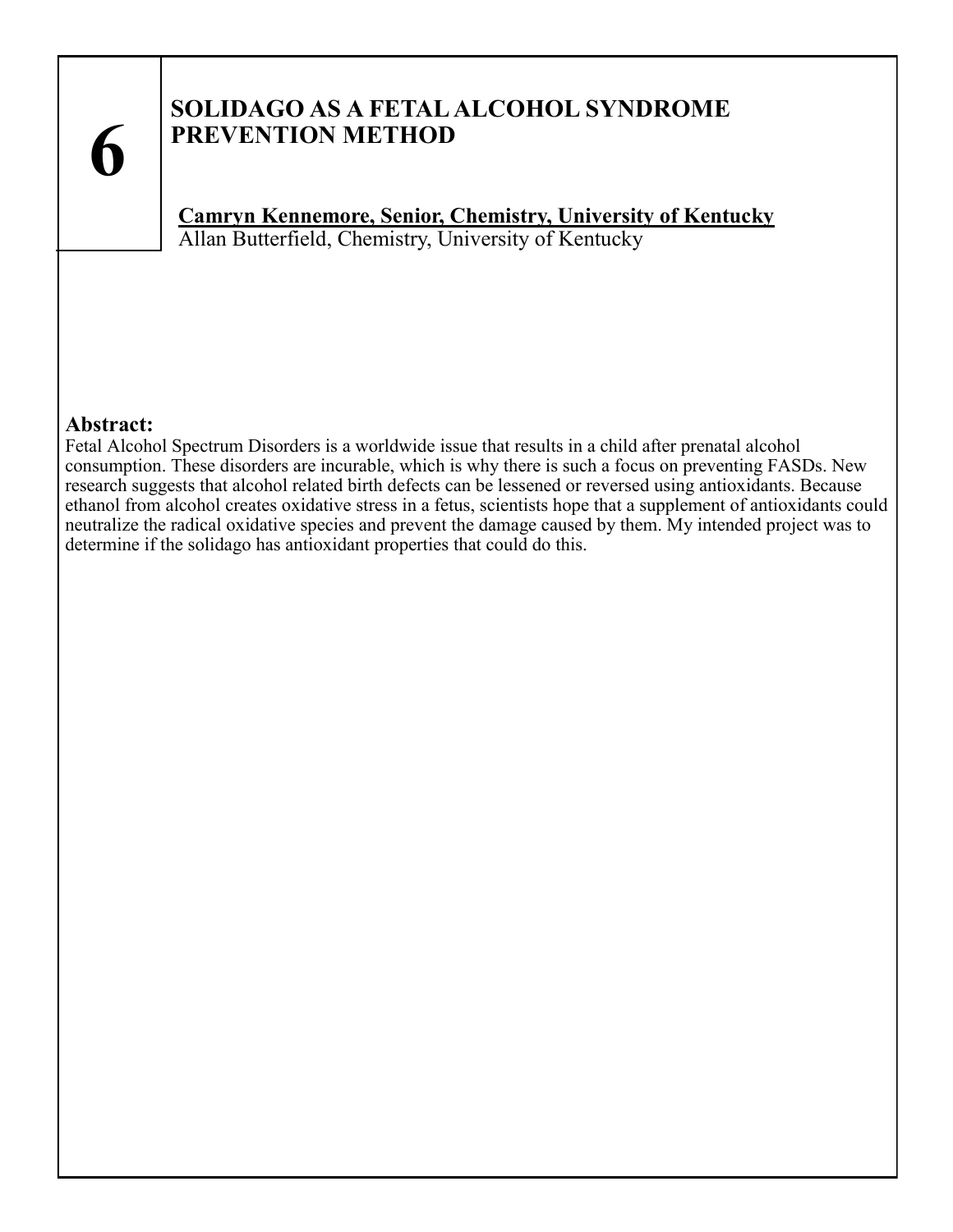**6**

## SOLIDAGO AS A FETAL ALCOHOL SYNDROME PREVENTION METHOD

**Camryn Kennemore, Senior, Chemistry, University of Kentucky**
Allan Butterfield, Chemistry, University of Kentucky

### Abstract:

Fetal Alcohol Spectrum Disorders is a worldwide issue that results in a child after prenatal alcohol consumption. These disorders are incurable, which is why there is such a focus on preventing FASDs. New research suggests that alcohol related birth defects can be lessened or reversed using antioxidants. Because ethanol from alcohol creates oxidative stress in a fetus, scientists hope that a supplement of antioxidants could neutralize the radical oxidative species and prevent the damage caused by them. My intended project was to determine if the solidago has antioxidant properties that could do this.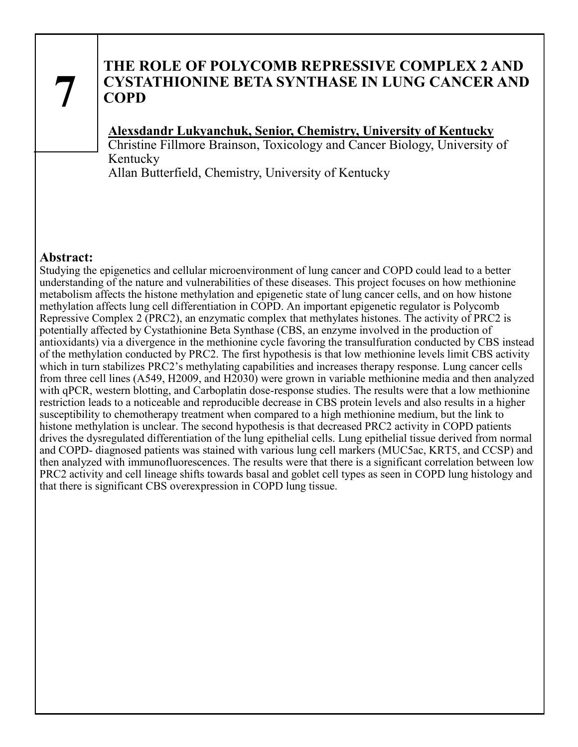# 7

## THE ROLE OF POLYCOMB REPRESSIVE COMPLEX 2 AND CYSTATHIONINE BETA SYNTHASE IN LUNG CANCER AND COPD

**Alexsdandr Lukyanchuk, Senior, Chemistry, University of Kentucky**
Christine Fillmore Brainson, Toxicology and Cancer Biology, University of Kentucky
Allan Butterfield, Chemistry, University of Kentucky

### Abstract:

Studying the epigenetics and cellular microenvironment of lung cancer and COPD could lead to a better understanding of the nature and vulnerabilities of these diseases. This project focuses on how methionine metabolism affects the histone methylation and epigenetic state of lung cancer cells, and on how histone methylation affects lung cell differentiation in COPD. An important epigenetic regulator is Polycomb Repressive Complex 2 (PRC2), an enzymatic complex that methylates histones. The activity of PRC2 is potentially affected by Cystathionine Beta Synthase (CBS, an enzyme involved in the production of antioxidants) via a divergence in the methionine cycle favoring the transulfuration conducted by CBS instead of the methylation conducted by PRC2. The first hypothesis is that low methionine levels limit CBS activity which in turn stabilizes PRC2's methylating capabilities and increases therapy response. Lung cancer cells from three cell lines (A549, H2009, and H2030) were grown in variable methionine media and then analyzed with qPCR, western blotting, and Carboplatin dose-response studies. The results were that a low methionine restriction leads to a noticeable and reproducible decrease in CBS protein levels and also results in a higher susceptibility to chemotherapy treatment when compared to a high methionine medium, but the link to histone methylation is unclear. The second hypothesis is that decreased PRC2 activity in COPD patients drives the dysregulated differentiation of the lung epithelial cells. Lung epithelial tissue derived from normal and COPD- diagnosed patients was stained with various lung cell markers (MUC5ac, KRT5, and CCSP) and then analyzed with immunofluorescences. The results were that there is a significant correlation between low PRC2 activity and cell lineage shifts towards basal and goblet cell types as seen in COPD lung histology and that there is significant CBS overexpression in COPD lung tissue.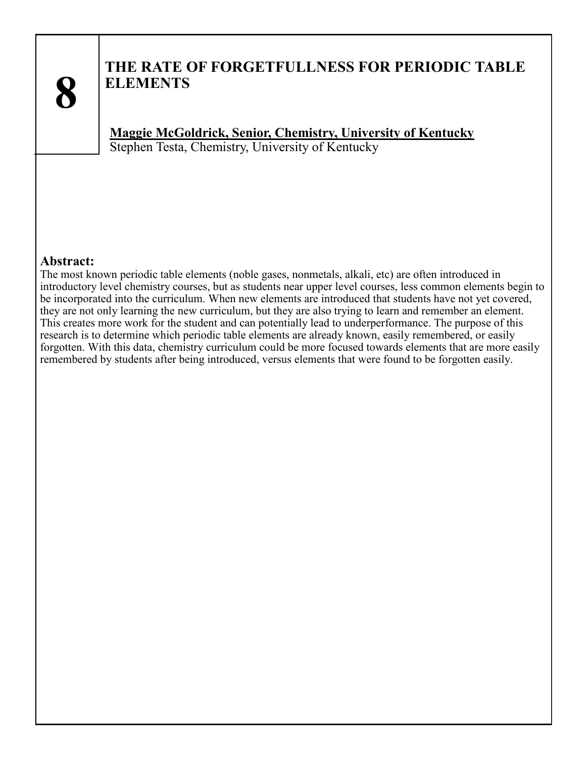**8**

# THE RATE OF FORGETFULLNESS FOR PERIODIC TABLE ELEMENTS

**Maggie McGoldrick, Senior, Chemistry, University of Kentucky**
Stephen Testa, Chemistry, University of Kentucky

**Abstract:**
The most known periodic table elements (noble gases, nonmetals, alkali, etc) are often introduced in introductory level chemistry courses, but as students near upper level courses, less common elements begin to be incorporated into the curriculum. When new elements are introduced that students have not yet covered, they are not only learning the new curriculum, but they are also trying to learn and remember an element. This creates more work for the student and can potentially lead to underperformance. The purpose of this research is to determine which periodic table elements are already known, easily remembered, or easily forgotten. With this data, chemistry curriculum could be more focused towards elements that are more easily remembered by students after being introduced, versus elements that were found to be forgotten easily.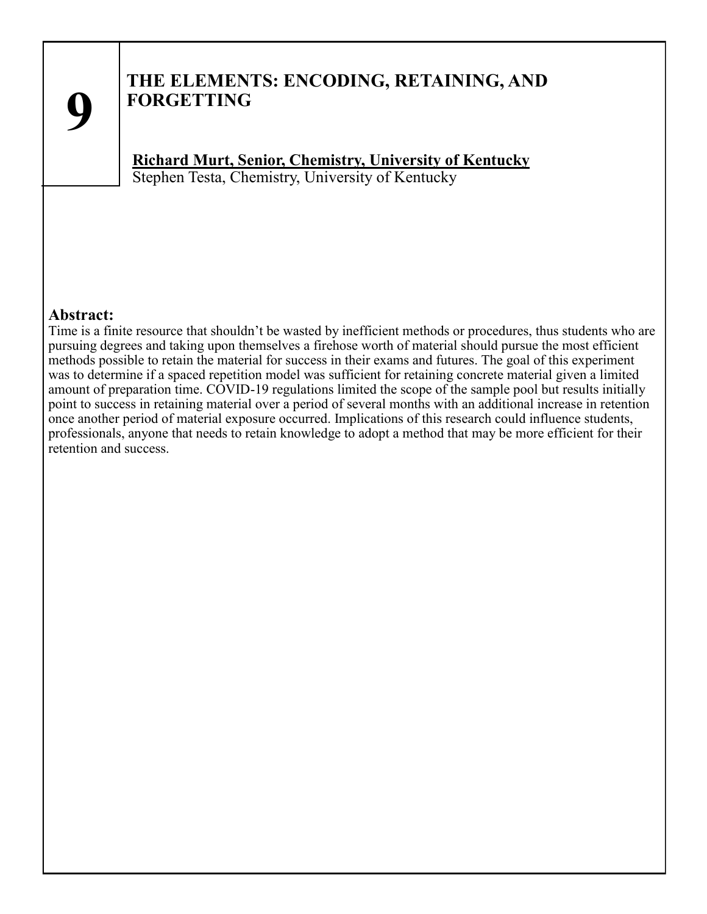# 9

## THE ELEMENTS: ENCODING, RETAINING, AND FORGETTING

**Richard Murt, Senior, Chemistry, University of Kentucky**
Stephen Testa, Chemistry, University of Kentucky

**Abstract:**
Time is a finite resource that shouldn't be wasted by inefficient methods or procedures, thus students who are pursuing degrees and taking upon themselves a firehose worth of material should pursue the most efficient methods possible to retain the material for success in their exams and futures. The goal of this experiment was to determine if a spaced repetition model was sufficient for retaining concrete material given a limited amount of preparation time. COVID-19 regulations limited the scope of the sample pool but results initially point to success in retaining material over a period of several months with an additional increase in retention once another period of material exposure occurred. Implications of this research could influence students, professionals, anyone that needs to retain knowledge to adopt a method that may be more efficient for their retention and success.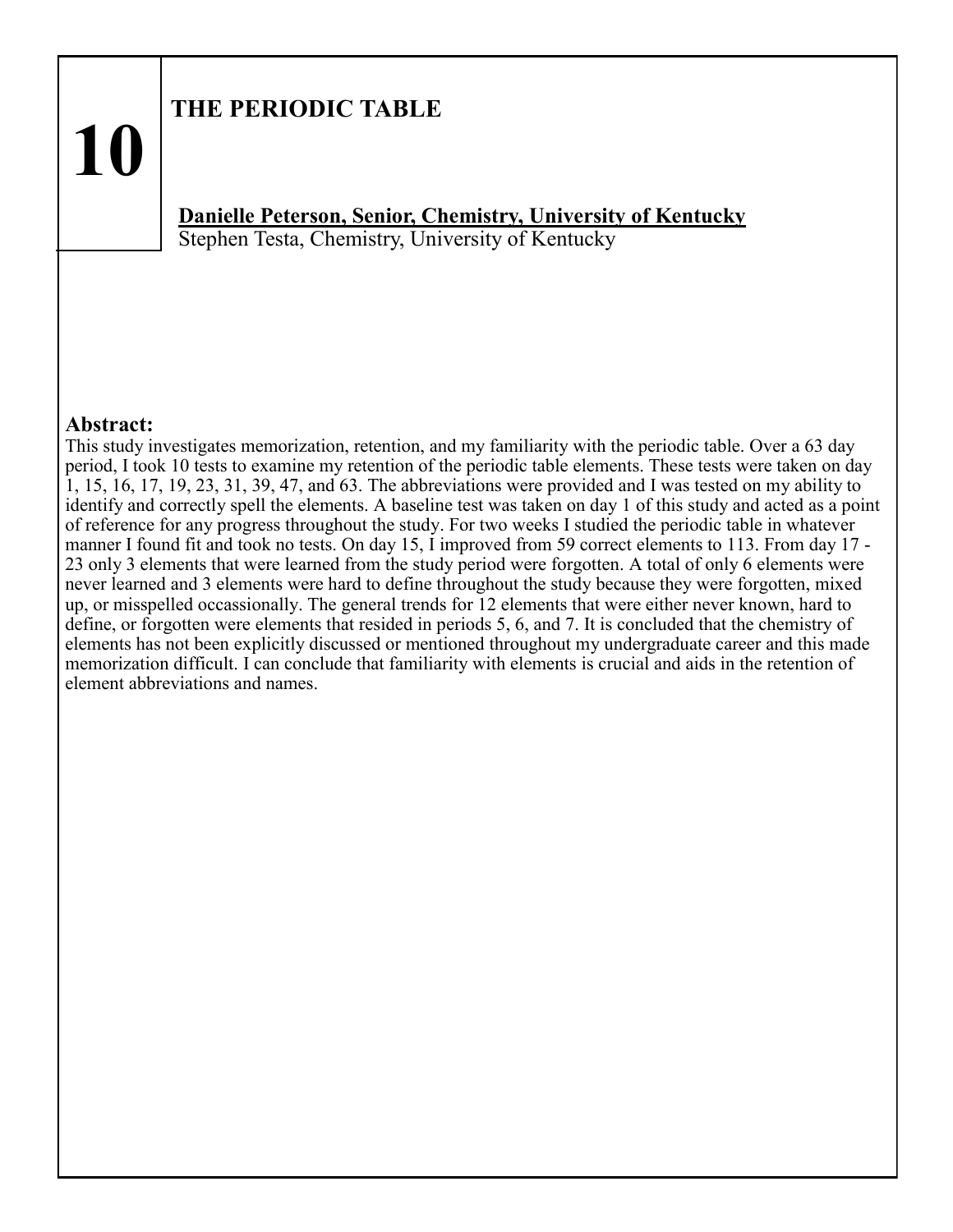# 10

## THE PERIODIC TABLE

**Danielle Peterson, Senior, Chemistry, University of Kentucky**
Stephen Testa, Chemistry, University of Kentucky

### Abstract:

This study investigates memorization, retention, and my familiarity with the periodic table. Over a 63 day period, I took 10 tests to examine my retention of the periodic table elements. These tests were taken on day 1, 15, 16, 17, 19, 23, 31, 39, 47, and 63. The abbreviations were provided and I was tested on my ability to identify and correctly spell the elements. A baseline test was taken on day 1 of this study and acted as a point of reference for any progress throughout the study. For two weeks I studied the periodic table in whatever manner I found fit and took no tests. On day 15, I improved from 59 correct elements to 113. From day 17 - 23 only 3 elements that were learned from the study period were forgotten. A total of only 6 elements were never learned and 3 elements were hard to define throughout the study because they were forgotten, mixed up, or misspelled occassionally. The general trends for 12 elements that were either never known, hard to define, or forgotten were elements that resided in periods 5, 6, and 7. It is concluded that the chemistry of elements has not been explicitly discussed or mentioned throughout my undergraduate career and this made memorization difficult. I can conclude that familiarity with elements is crucial and aids in the retention of element abbreviations and names.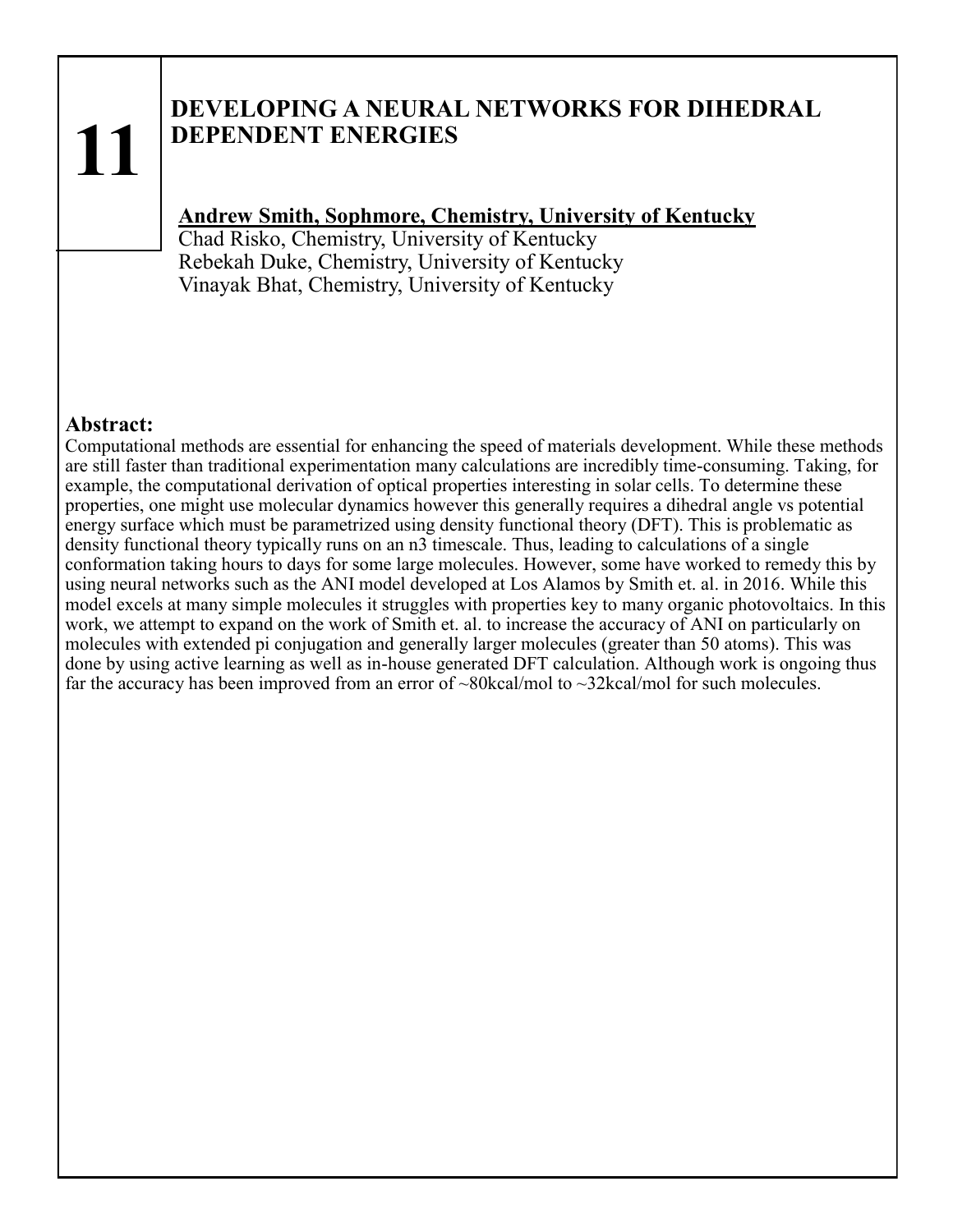# 11

## DEVELOPING A NEURAL NETWORKS FOR DIHEDRAL DEPENDENT ENERGIES

**Andrew Smith, Sophmore, Chemistry, University of Kentucky**
Chad Risko, Chemistry, University of Kentucky
Rebekah Duke, Chemistry, University of Kentucky
Vinayak Bhat, Chemistry, University of Kentucky

### Abstract:

Computational methods are essential for enhancing the speed of materials development. While these methods are still faster than traditional experimentation many calculations are incredibly time-consuming. Taking, for example, the computational derivation of optical properties interesting in solar cells. To determine these properties, one might use molecular dynamics however this generally requires a dihedral angle vs potential energy surface which must be parametrized using density functional theory (DFT). This is problematic as density functional theory typically runs on an n3 timescale. Thus, leading to calculations of a single conformation taking hours to days for some large molecules. However, some have worked to remedy this by using neural networks such as the ANI model developed at Los Alamos by Smith et. al. in 2016. While this model excels at many simple molecules it struggles with properties key to many organic photovoltaics. In this work, we attempt to expand on the work of Smith et. al. to increase the accuracy of ANI on particularly on molecules with extended pi conjugation and generally larger molecules (greater than 50 atoms). This was done by using active learning as well as in-house generated DFT calculation. Although work is ongoing thus far the accuracy has been improved from an error of ~80kcal/mol to ~32kcal/mol for such molecules.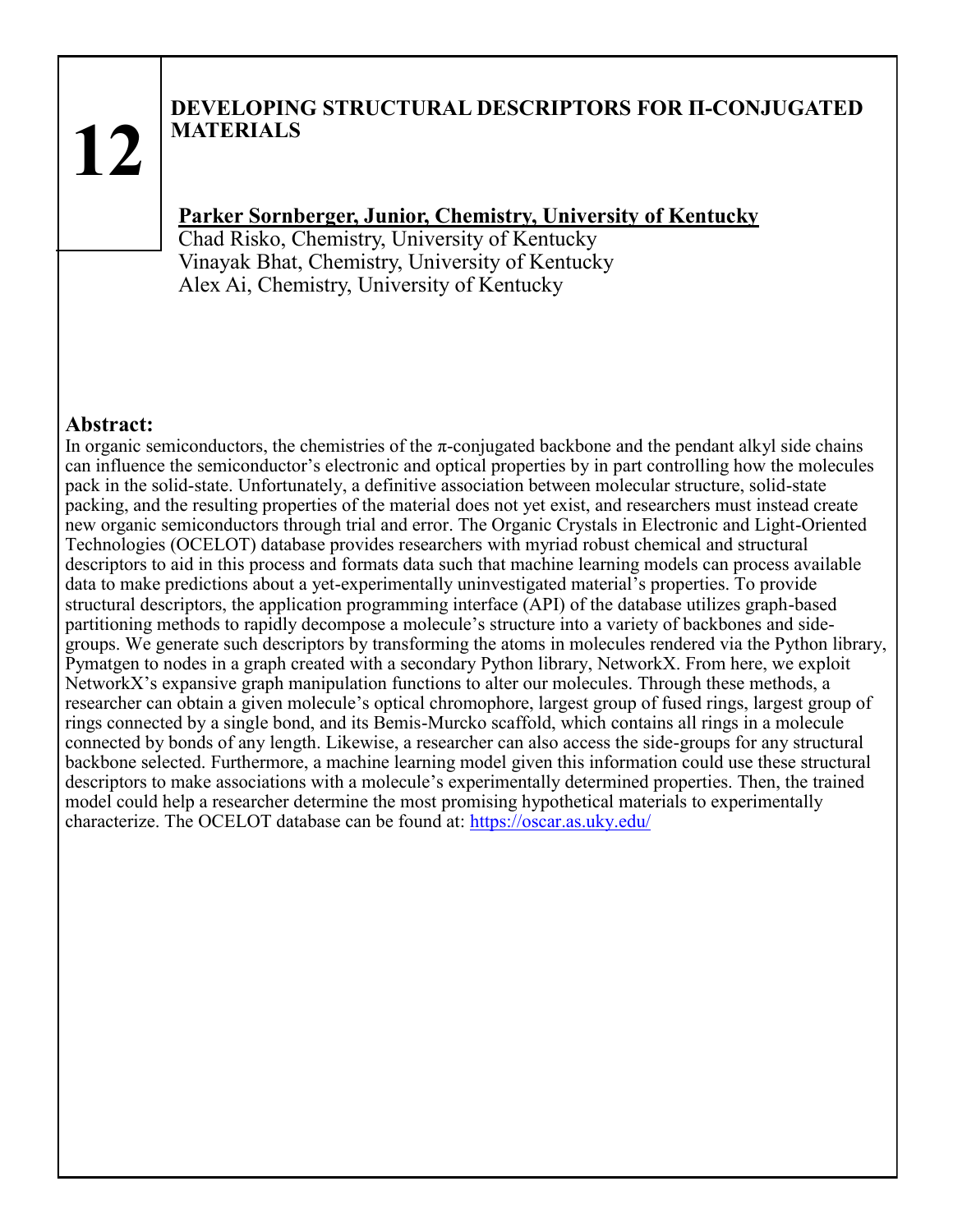**12**

# DEVELOPING STRUCTURAL DESCRIPTORS FOR Π-CONJUGATED MATERIALS

**Parker Sornberger, Junior, Chemistry, University of Kentucky**
Chad Risko, Chemistry, University of Kentucky
Vinayak Bhat, Chemistry, University of Kentucky
Alex Ai, Chemistry, University of Kentucky

## Abstract:

In organic semiconductors, the chemistries of the π-conjugated backbone and the pendant alkyl side chains can influence the semiconductor's electronic and optical properties by in part controlling how the molecules pack in the solid-state. Unfortunately, a definitive association between molecular structure, solid-state packing, and the resulting properties of the material does not yet exist, and researchers must instead create new organic semiconductors through trial and error. The Organic Crystals in Electronic and Light-Oriented Technologies (OCELOT) database provides researchers with myriad robust chemical and structural descriptors to aid in this process and formats data such that machine learning models can process available data to make predictions about a yet-experimentally uninvestigated material's properties. To provide structural descriptors, the application programming interface (API) of the database utilizes graph-based partitioning methods to rapidly decompose a molecule's structure into a variety of backbones and side-groups. We generate such descriptors by transforming the atoms in molecules rendered via the Python library, Pymatgen to nodes in a graph created with a secondary Python library, NetworkX. From here, we exploit NetworkX's expansive graph manipulation functions to alter our molecules. Through these methods, a researcher can obtain a given molecule's optical chromophore, largest group of fused rings, largest group of rings connected by a single bond, and its Bemis-Murcko scaffold, which contains all rings in a molecule connected by bonds of any length. Likewise, a researcher can also access the side-groups for any structural backbone selected. Furthermore, a machine learning model given this information could use these structural descriptors to make associations with a molecule's experimentally determined properties. Then, the trained model could help a researcher determine the most promising hypothetical materials to experimentally characterize. The OCELOT database can be found at: https://oscar.as.uky.edu/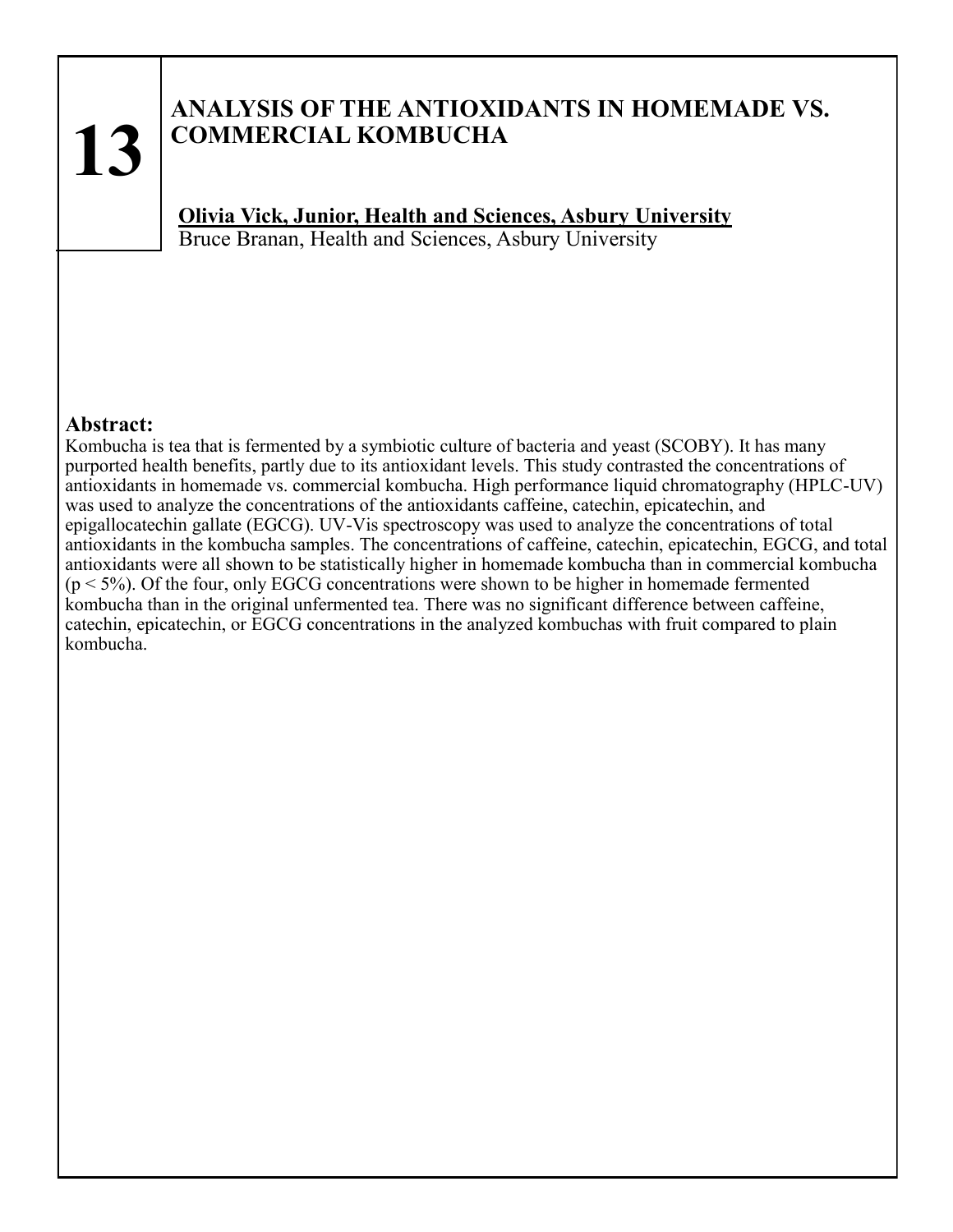**13**

# ANALYSIS OF THE ANTIOXIDANTS IN HOMEMADE VS. COMMERCIAL KOMBUCHA

**Olivia Vick, Junior, Health and Sciences, Asbury University**
Bruce Branan, Health and Sciences, Asbury University

## Abstract:

Kombucha is tea that is fermented by a symbiotic culture of bacteria and yeast (SCOBY). It has many purported health benefits, partly due to its antioxidant levels. This study contrasted the concentrations of antioxidants in homemade vs. commercial kombucha. High performance liquid chromatography (HPLC-UV) was used to analyze the concentrations of the antioxidants caffeine, catechin, epicatechin, and epigallocatechin gallate (EGCG). UV-Vis spectroscopy was used to analyze the concentrations of total antioxidants in the kombucha samples. The concentrations of caffeine, catechin, epicatechin, EGCG, and total antioxidants were all shown to be statistically higher in homemade kombucha than in commercial kombucha ($p < 5\%$). Of the four, only EGCG concentrations were shown to be higher in homemade fermented kombucha than in the original unfermented tea. There was no significant difference between caffeine, catechin, epicatechin, or EGCG concentrations in the analyzed kombuchas with fruit compared to plain kombucha.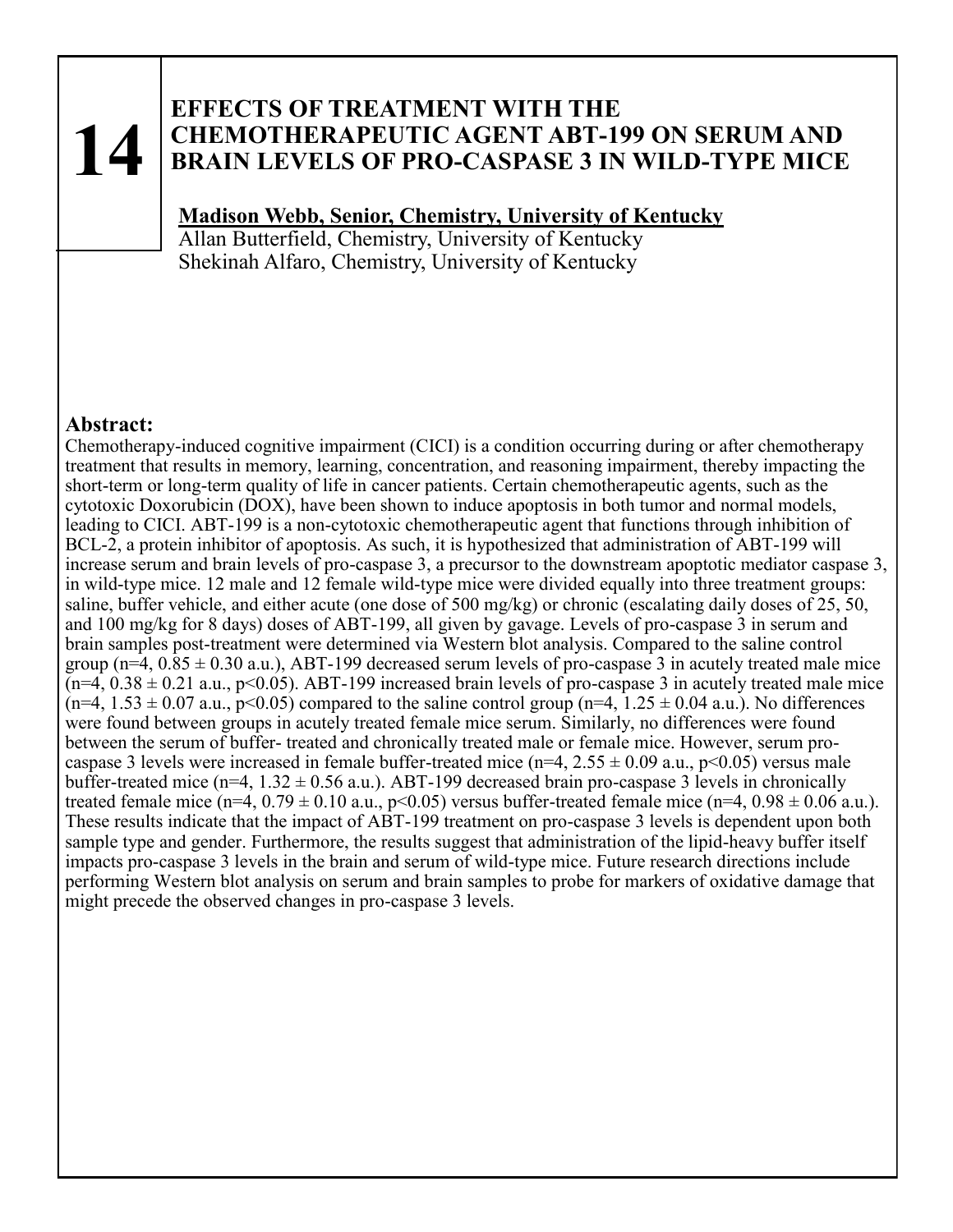# 14

## EFFECTS OF TREATMENT WITH THE CHEMOTHERAPEUTIC AGENT ABT-199 ON SERUM AND BRAIN LEVELS OF PRO-CASPASE 3 IN WILD-TYPE MICE

**Madison Webb, Senior, Chemistry, University of Kentucky**
Allan Butterfield, Chemistry, University of Kentucky
Shekinah Alfaro, Chemistry, University of Kentucky

### Abstract:

Chemotherapy-induced cognitive impairment (CICI) is a condition occurring during or after chemotherapy treatment that results in memory, learning, concentration, and reasoning impairment, thereby impacting the short-term or long-term quality of life in cancer patients. Certain chemotherapeutic agents, such as the cytotoxic Doxorubicin (DOX), have been shown to induce apoptosis in both tumor and normal models, leading to CICI. ABT-199 is a non-cytotoxic chemotherapeutic agent that functions through inhibition of BCL-2, a protein inhibitor of apoptosis. As such, it is hypothesized that administration of ABT-199 will increase serum and brain levels of pro-caspase 3, a precursor to the downstream apoptotic mediator caspase 3, in wild-type mice. 12 male and 12 female wild-type mice were divided equally into three treatment groups: saline, buffer vehicle, and either acute (one dose of 500 mg/kg) or chronic (escalating daily doses of 25, 50, and 100 mg/kg for 8 days) doses of ABT-199, all given by gavage. Levels of pro-caspase 3 in serum and brain samples post-treatment were determined via Western blot analysis. Compared to the saline control group ($n=4$, $0.85 \pm 0.30$ a.u.), ABT-199 decreased serum levels of pro-caspase 3 in acutely treated male mice ($n=4$, $0.38 \pm 0.21$ a.u., $p<0.05$). ABT-199 increased brain levels of pro-caspase 3 in acutely treated male mice ($n=4$, $1.53 \pm 0.07$ a.u., $p<0.05$) compared to the saline control group ($n=4$, $1.25 \pm 0.04$ a.u.). No differences were found between groups in acutely treated female mice serum. Similarly, no differences were found between the serum of buffer- treated and chronically treated male or female mice. However, serum pro-caspase 3 levels were increased in female buffer-treated mice ($n=4$, $2.55 \pm 0.09$ a.u., $p<0.05$) versus male buffer-treated mice ($n=4$, $1.32 \pm 0.56$ a.u.). ABT-199 decreased brain pro-caspase 3 levels in chronically treated female mice ($n=4$, $0.79 \pm 0.10$ a.u., $p<0.05$) versus buffer-treated female mice ($n=4$, $0.98 \pm 0.06$ a.u.). These results indicate that the impact of ABT-199 treatment on pro-caspase 3 levels is dependent upon both sample type and gender. Furthermore, the results suggest that administration of the lipid-heavy buffer itself impacts pro-caspase 3 levels in the brain and serum of wild-type mice. Future research directions include performing Western blot analysis on serum and brain samples to probe for markers of oxidative damage that might precede the observed changes in pro-caspase 3 levels.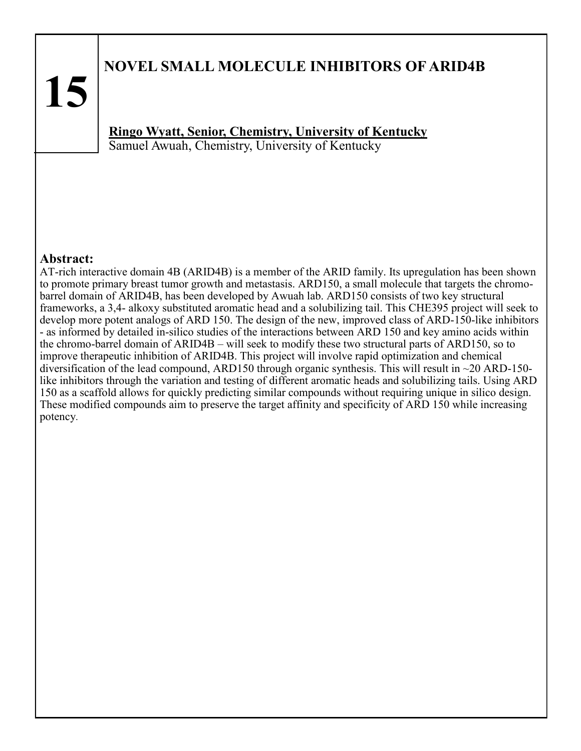# 15

## NOVEL SMALL MOLECULE INHIBITORS OF ARID4B

**Ringo Wyatt, Senior, Chemistry, University of Kentucky**
Samuel Awuah, Chemistry, University of Kentucky

**Abstract:**

AT-rich interactive domain 4B (ARID4B) is a member of the ARID family. Its upregulation has been shown to promote primary breast tumor growth and metastasis. ARD150, a small molecule that targets the chromo-barrel domain of ARID4B, has been developed by Awuah lab. ARD150 consists of two key structural frameworks, a 3,4- alkoxy substituted aromatic head and a solubilizing tail. This CHE395 project will seek to develop more potent analogs of ARD 150. The design of the new, improved class of ARD-150-like inhibitors - as informed by detailed in-silico studies of the interactions between ARD 150 and key amino acids within the chromo-barrel domain of ARID4B – will seek to modify these two structural parts of ARD150, so to improve therapeutic inhibition of ARID4B. This project will involve rapid optimization and chemical diversification of the lead compound, ARD150 through organic synthesis. This will result in ~20 ARD-150-like inhibitors through the variation and testing of different aromatic heads and solubilizing tails. Using ARD 150 as a scaffold allows for quickly predicting similar compounds without requiring unique in silico design. These modified compounds aim to preserve the target affinity and specificity of ARD 150 while increasing potency.